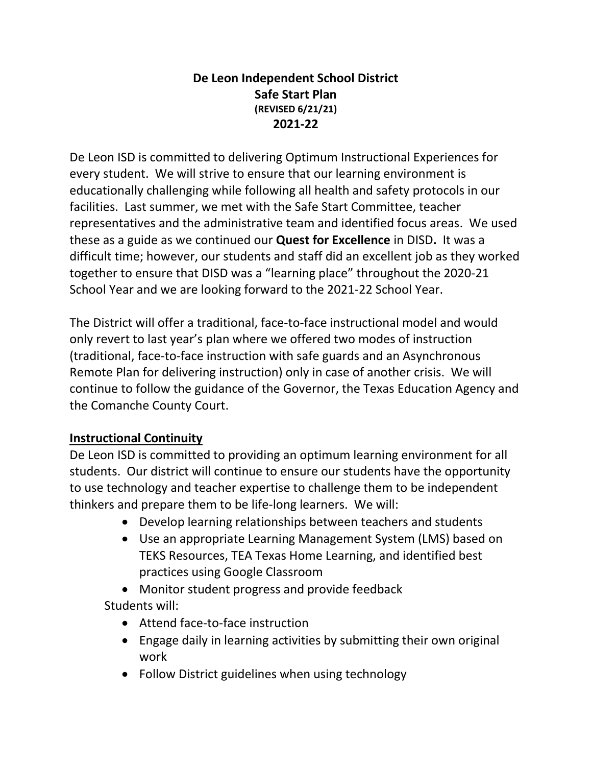# De Leon Independent School District
## Safe Start Plan
**(REVISED 6/21/21)**
## 2021-22

De Leon ISD is committed to delivering Optimum Instructional Experiences for every student. We will strive to ensure that our learning environment is educationally challenging while following all health and safety protocols in our facilities. Last summer, we met with the Safe Start Committee, teacher representatives and the administrative team and identified focus areas. We used these as a guide as we continued our **Quest for Excellence** in DISD**.** It was a difficult time; however, our students and staff did an excellent job as they worked together to ensure that DISD was a "learning place" throughout the 2020-21 School Year and we are looking forward to the 2021-22 School Year.

The District will offer a traditional, face-to-face instructional model and would only revert to last year's plan where we offered two modes of instruction (traditional, face-to-face instruction with safe guards and an Asynchronous Remote Plan for delivering instruction) only in case of another crisis. We will continue to follow the guidance of the Governor, the Texas Education Agency and the Comanche County Court.

### Instructional Continuity

De Leon ISD is committed to providing an optimum learning environment for all students. Our district will continue to ensure our students have the opportunity to use technology and teacher expertise to challenge them to be independent thinkers and prepare them to be life-long learners. We will:

- Develop learning relationships between teachers and students
- Use an appropriate Learning Management System (LMS) based on TEKS Resources, TEA Texas Home Learning, and identified best practices using Google Classroom
- Monitor student progress and provide feedback

Students will:

- Attend face-to-face instruction
- Engage daily in learning activities by submitting their own original work
- Follow District guidelines when using technology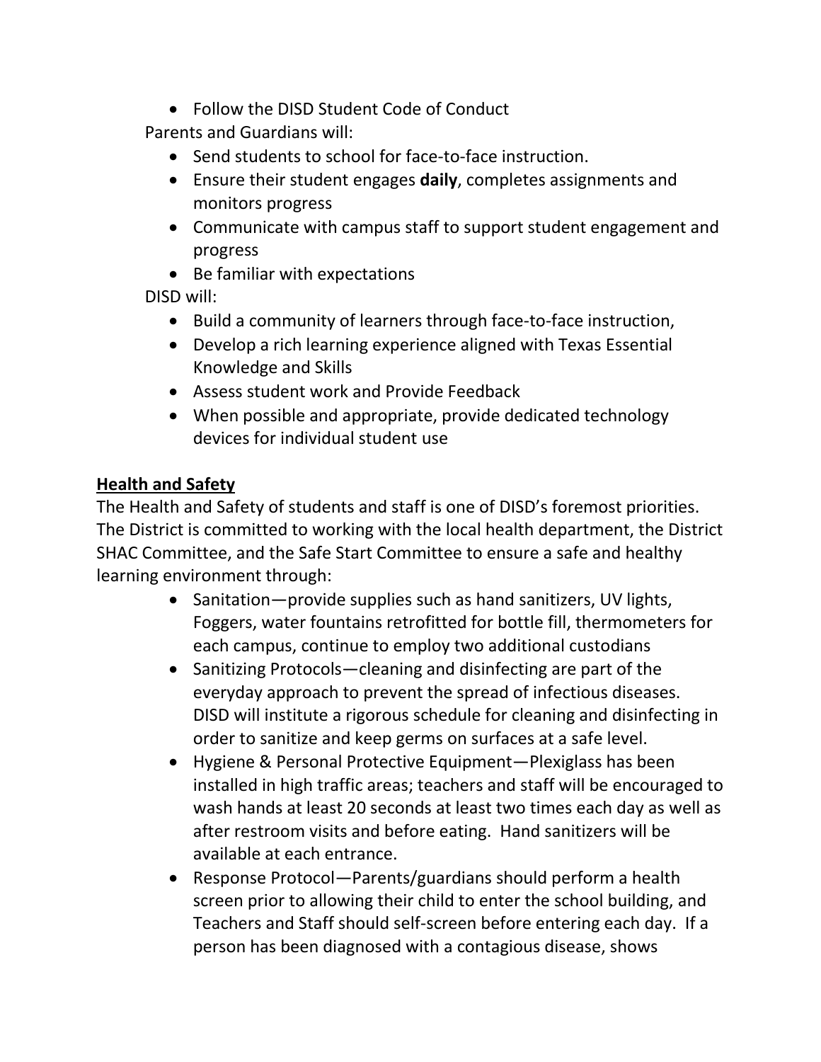- Follow the DISD Student Code of Conduct

Parents and Guardians will:

- Send students to school for face-to-face instruction.
- Ensure their student engages **daily**, completes assignments and monitors progress
- Communicate with campus staff to support student engagement and progress
- Be familiar with expectations

DISD will:

- Build a community of learners through face-to-face instruction,
- Develop a rich learning experience aligned with Texas Essential Knowledge and Skills
- Assess student work and Provide Feedback
- When possible and appropriate, provide dedicated technology devices for individual student use

**Health and Safety**

The Health and Safety of students and staff is one of DISD's foremost priorities. The District is committed to working with the local health department, the District SHAC Committee, and the Safe Start Committee to ensure a safe and healthy learning environment through:

- Sanitation—provide supplies such as hand sanitizers, UV lights, Foggers, water fountains retrofitted for bottle fill, thermometers for each campus, continue to employ two additional custodians
- Sanitizing Protocols—cleaning and disinfecting are part of the everyday approach to prevent the spread of infectious diseases. DISD will institute a rigorous schedule for cleaning and disinfecting in order to sanitize and keep germs on surfaces at a safe level.
- Hygiene & Personal Protective Equipment—Plexiglass has been installed in high traffic areas; teachers and staff will be encouraged to wash hands at least 20 seconds at least two times each day as well as after restroom visits and before eating. Hand sanitizers will be available at each entrance.
- Response Protocol—Parents/guardians should perform a health screen prior to allowing their child to enter the school building, and Teachers and Staff should self-screen before entering each day. If a person has been diagnosed with a contagious disease, shows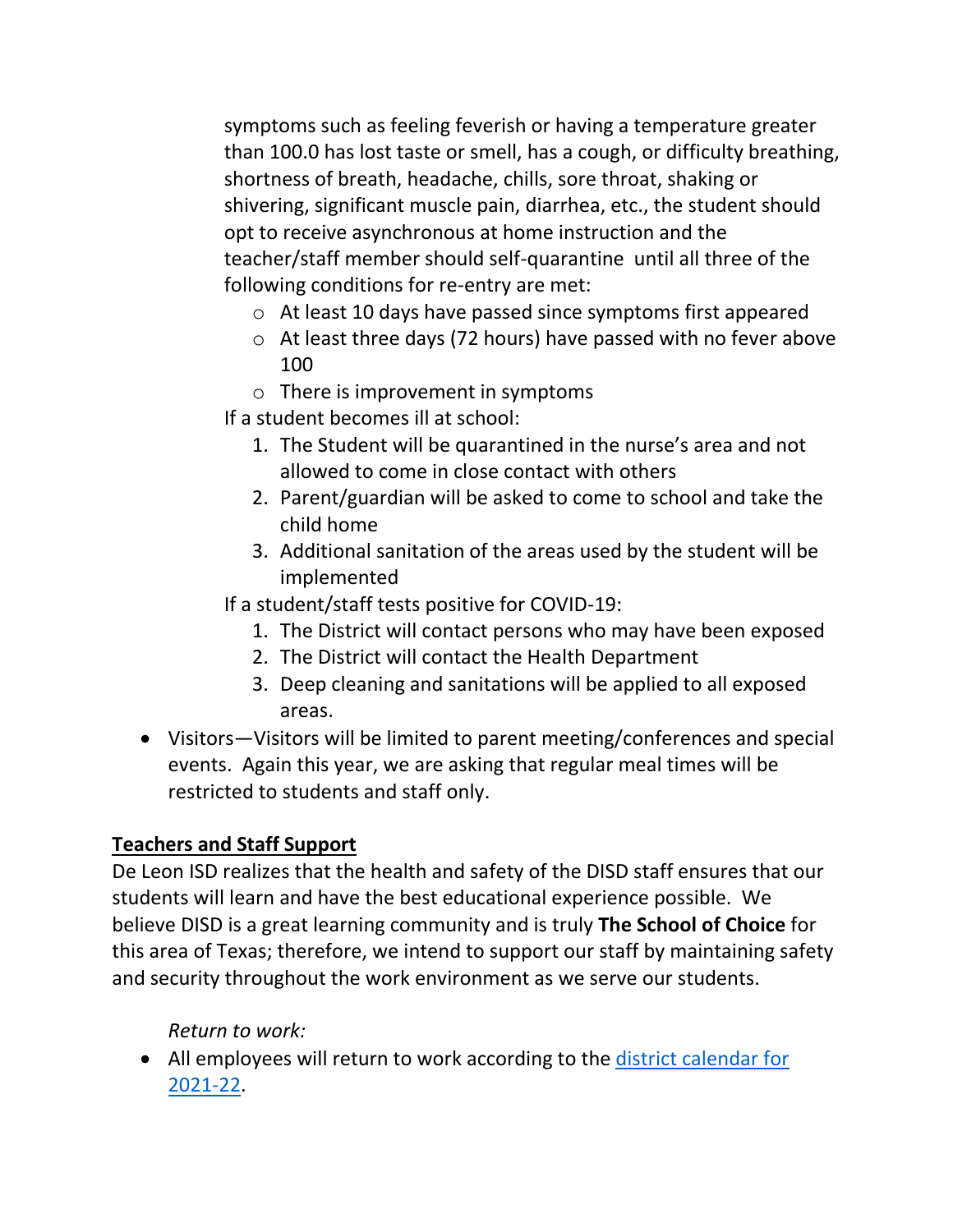symptoms such as feeling feverish or having a temperature greater than 100.0 has lost taste or smell, has a cough, or difficulty breathing, shortness of breath, headache, chills, sore throat, shaking or shivering, significant muscle pain, diarrhea, etc., the student should opt to receive asynchronous at home instruction and the teacher/staff member should self-quarantine until all three of the following conditions for re-entry are met:

  - At least 10 days have passed since symptoms first appeared
  - At least three days (72 hours) have passed with no fever above 100
  - There is improvement in symptoms

  If a student becomes ill at school:

  1. The Student will be quarantined in the nurse's area and not allowed to come in close contact with others
  2. Parent/guardian will be asked to come to school and take the child home
  3. Additional sanitation of the areas used by the student will be implemented

  If a student/staff tests positive for COVID-19:

  1. The District will contact persons who may have been exposed
  2. The District will contact the Health Department
  3. Deep cleaning and sanitations will be applied to all exposed areas.

- Visitors—Visitors will be limited to parent meeting/conferences and special events. Again this year, we are asking that regular meal times will be restricted to students and staff only.

**Teachers and Staff Support**

De Leon ISD realizes that the health and safety of the DISD staff ensures that our students will learn and have the best educational experience possible. We believe DISD is a great learning community and is truly **The School of Choice** for this area of Texas; therefore, we intend to support our staff by maintaining safety and security throughout the work environment as we serve our students.

*Return to work:*

- All employees will return to work according to the district calendar for 2021-22.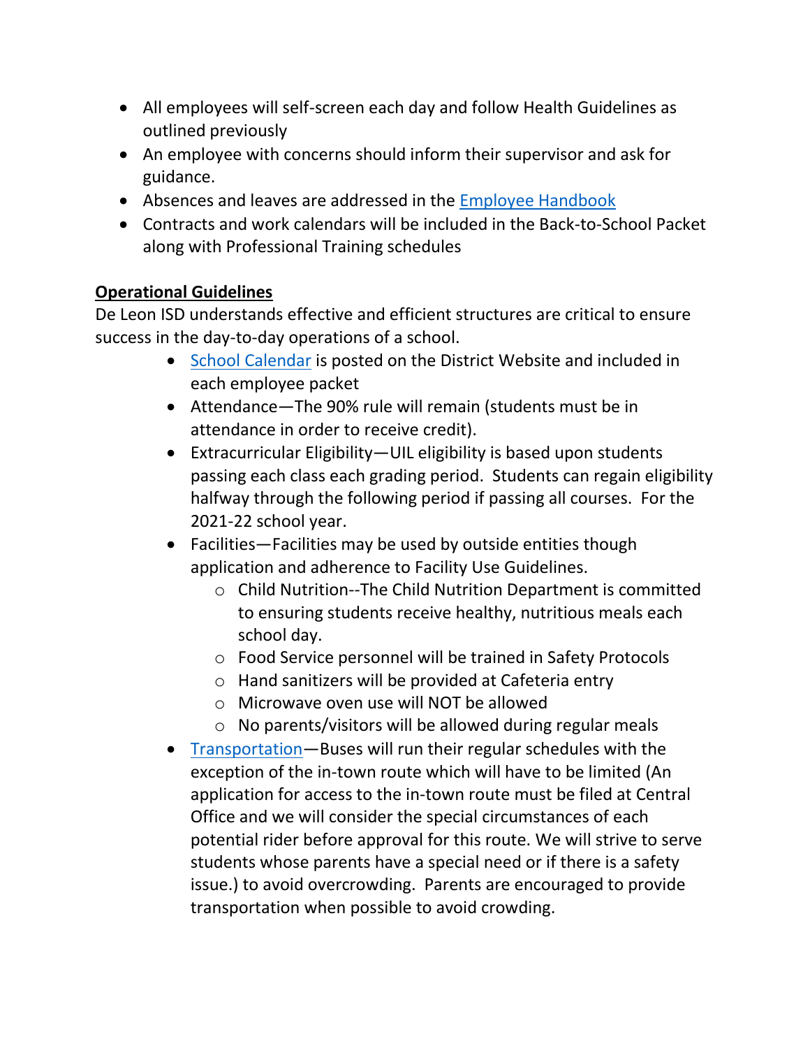- All employees will self-screen each day and follow Health Guidelines as outlined previously
- An employee with concerns should inform their supervisor and ask for guidance.
- Absences and leaves are addressed in the Employee Handbook
- Contracts and work calendars will be included in the Back-to-School Packet along with Professional Training schedules

**Operational Guidelines**

De Leon ISD understands effective and efficient structures are critical to ensure success in the day-to-day operations of a school.

- School Calendar is posted on the District Website and included in each employee packet
- Attendance—The 90% rule will remain (students must be in attendance in order to receive credit).
- Extracurricular Eligibility—UIL eligibility is based upon students passing each class each grading period. Students can regain eligibility halfway through the following period if passing all courses. For the 2021-22 school year.
- Facilities—Facilities may be used by outside entities though application and adherence to Facility Use Guidelines.
  - Child Nutrition--The Child Nutrition Department is committed to ensuring students receive healthy, nutritious meals each school day.
  - Food Service personnel will be trained in Safety Protocols
  - Hand sanitizers will be provided at Cafeteria entry
  - Microwave oven use will NOT be allowed
  - No parents/visitors will be allowed during regular meals
- Transportation—Buses will run their regular schedules with the exception of the in-town route which will have to be limited (An application for access to the in-town route must be filed at Central Office and we will consider the special circumstances of each potential rider before approval for this route. We will strive to serve students whose parents have a special need or if there is a safety issue.) to avoid overcrowding. Parents are encouraged to provide transportation when possible to avoid crowding.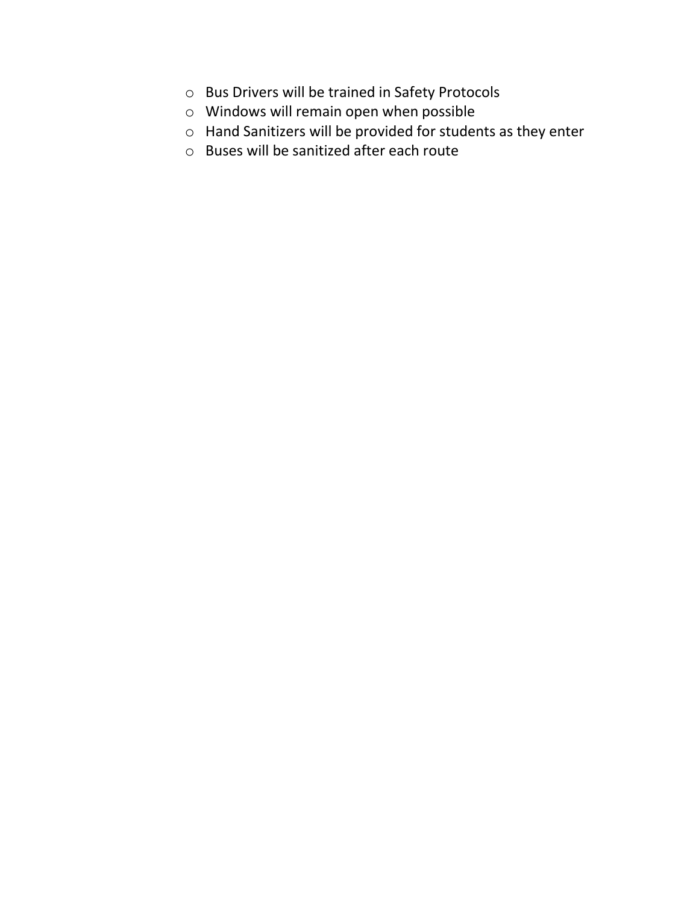- Bus Drivers will be trained in Safety Protocols
- Windows will remain open when possible
- Hand Sanitizers will be provided for students as they enter
- Buses will be sanitized after each route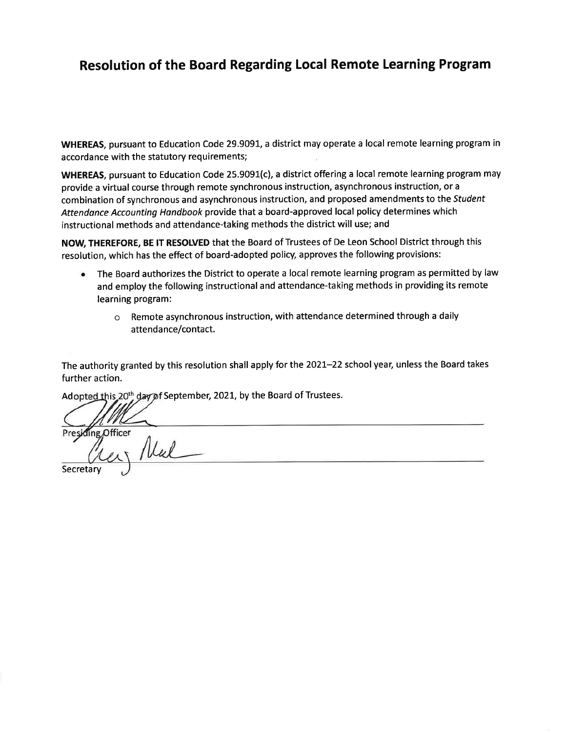# Resolution of the Board Regarding Local Remote Learning Program

**WHEREAS**, pursuant to Education Code 29.9091, a district may operate a local remote learning program in accordance with the statutory requirements;

**WHEREAS**, pursuant to Education Code 25.9091(c), a district offering a local remote learning program may provide a virtual course through remote synchronous instruction, asynchronous instruction, or a combination of synchronous and asynchronous instruction, and proposed amendments to the *Student Attendance Accounting Handbook* provide that a board-approved local policy determines which instructional methods and attendance-taking methods the district will use; and

**NOW, THEREFORE, BE IT RESOLVED** that the Board of Trustees of De Leon School District through this resolution, which has the effect of board-adopted policy, approves the following provisions:

- The Board authorizes the District to operate a local remote learning program as permitted by law and employ the following instructional and attendance-taking methods in providing its remote learning program:
  - Remote asynchronous instruction, with attendance determined through a daily attendance/contact.

The authority granted by this resolution shall apply for the 2021–22 school year, unless the Board takes further action.

Adopted this 20th day of September, 2021, by the Board of Trustees.

Presiding Officer

Secretary